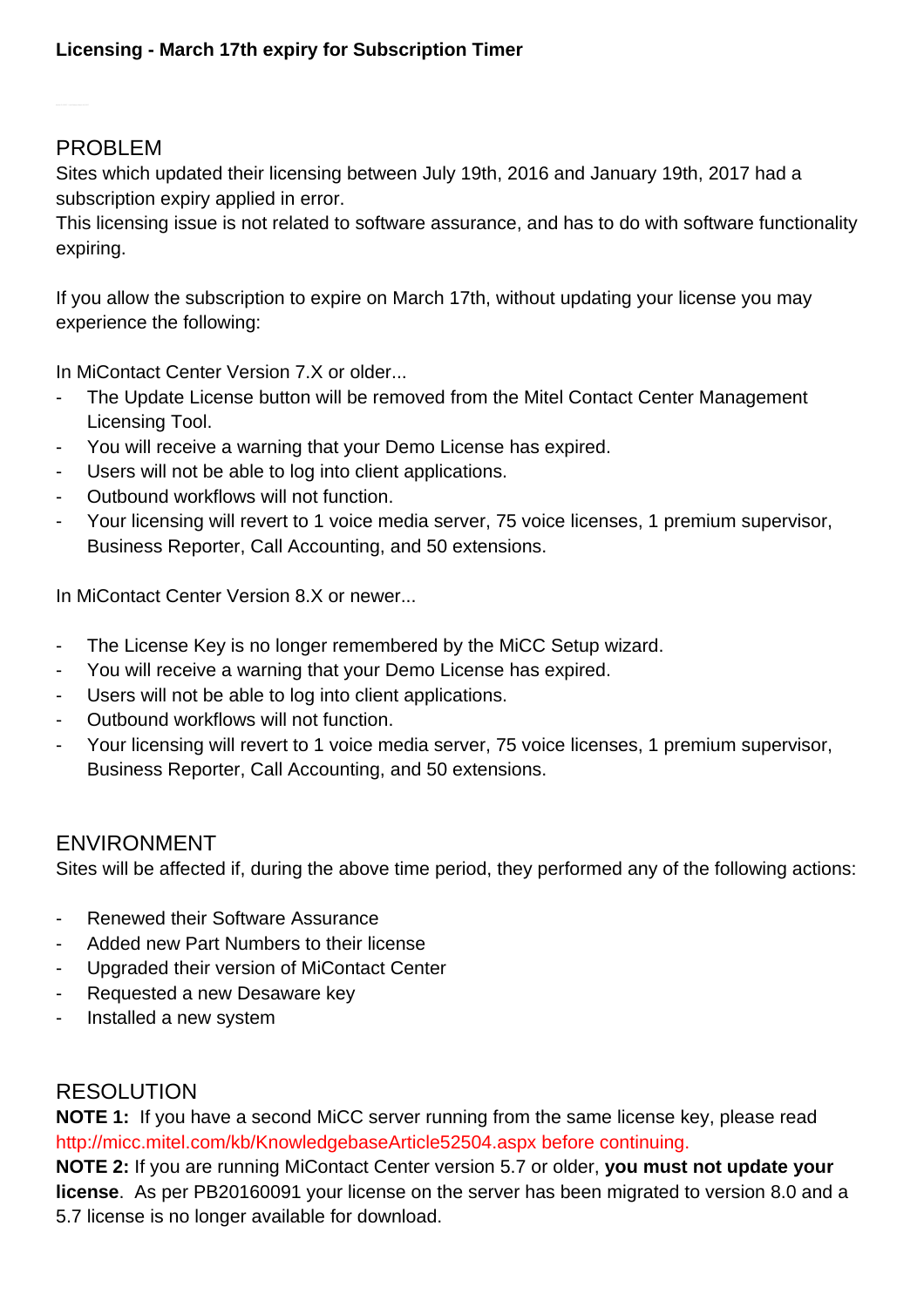**Licensing - March 17th expiry for Subscription Timer**

## PROBLEM

Sites which updated their licensing between July 19th, 2016 and January 19th, 2017 had a subscription expiry applied in error.
This licensing issue is not related to software assurance, and has to do with software functionality expiring.

If you allow the subscription to expire on March 17th, without updating your license you may experience the following:

In MiContact Center Version 7.X or older...

- The Update License button will be removed from the Mitel Contact Center Management Licensing Tool.
- You will receive a warning that your Demo License has expired.
- Users will not be able to log into client applications.
- Outbound workflows will not function.
- Your licensing will revert to 1 voice media server, 75 voice licenses, 1 premium supervisor, Business Reporter, Call Accounting, and 50 extensions.

In MiContact Center Version 8.X or newer...

- The License Key is no longer remembered by the MiCC Setup wizard.
- You will receive a warning that your Demo License has expired.
- Users will not be able to log into client applications.
- Outbound workflows will not function.
- Your licensing will revert to 1 voice media server, 75 voice licenses, 1 premium supervisor, Business Reporter, Call Accounting, and 50 extensions.

## ENVIRONMENT

Sites will be affected if, during the above time period, they performed any of the following actions:

- Renewed their Software Assurance
- Added new Part Numbers to their license
- Upgraded their version of MiContact Center
- Requested a new Desaware key
- Installed a new system

## RESOLUTION

**NOTE 1:** If you have a second MiCC server running from the same license key, please read http://micc.mitel.com/kb/KnowledgebaseArticle52504.aspx before continuing.
**NOTE 2:** If you are running MiContact Center version 5.7 or older, **you must not update your license**. As per PB20160091 your license on the server has been migrated to version 8.0 and a 5.7 license is no longer available for download.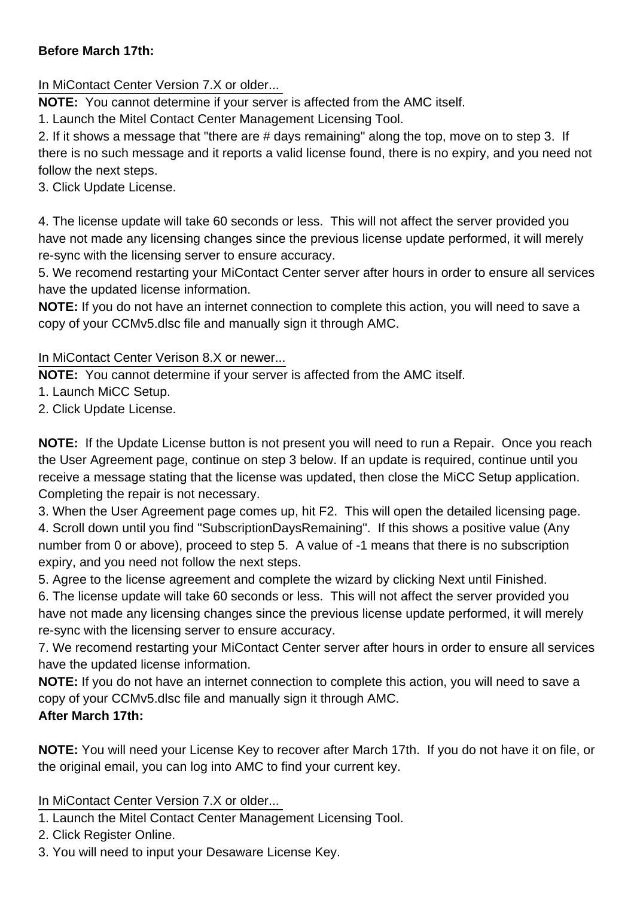**Before March 17th:**

In MiContact Center Version 7.X or older...

**NOTE:** You cannot determine if your server is affected from the AMC itself.

1. Launch the Mitel Contact Center Management Licensing Tool.
2. If it shows a message that "there are # days remaining" along the top, move on to step 3. If there is no such message and it reports a valid license found, there is no expiry, and you need not follow the next steps.
3. Click Update License.

4. The license update will take 60 seconds or less. This will not affect the server provided you have not made any licensing changes since the previous license update performed, it will merely re-sync with the licensing server to ensure accuracy.
5. We recomend restarting your MiContact Center server after hours in order to ensure all services have the updated license information.

**NOTE:** If you do not have an internet connection to complete this action, you will need to save a copy of your CCMv5.dlsc file and manually sign it through AMC.

In MiContact Center Verison 8.X or newer...

**NOTE:** You cannot determine if your server is affected from the AMC itself.

1. Launch MiCC Setup.
2. Click Update License.

**NOTE:** If the Update License button is not present you will need to run a Repair. Once you reach the User Agreement page, continue on step 3 below. If an update is required, continue until you receive a message stating that the license was updated, then close the MiCC Setup application. Completing the repair is not necessary.

3. When the User Agreement page comes up, hit F2. This will open the detailed licensing page.
4. Scroll down until you find "SubscriptionDaysRemaining". If this shows a positive value (Any number from 0 or above), proceed to step 5. A value of -1 means that there is no subscription expiry, and you need not follow the next steps.
5. Agree to the license agreement and complete the wizard by clicking Next until Finished.
6. The license update will take 60 seconds or less. This will not affect the server provided you have not made any licensing changes since the previous license update performed, it will merely re-sync with the licensing server to ensure accuracy.
7. We recomend restarting your MiContact Center server after hours in order to ensure all services have the updated license information.

**NOTE:** If you do not have an internet connection to complete this action, you will need to save a copy of your CCMv5.dlsc file and manually sign it through AMC.

**After March 17th:**

**NOTE:** You will need your License Key to recover after March 17th. If you do not have it on file, or the original email, you can log into AMC to find your current key.

In MiContact Center Version 7.X or older...

1. Launch the Mitel Contact Center Management Licensing Tool.
2. Click Register Online.
3. You will need to input your Desaware License Key.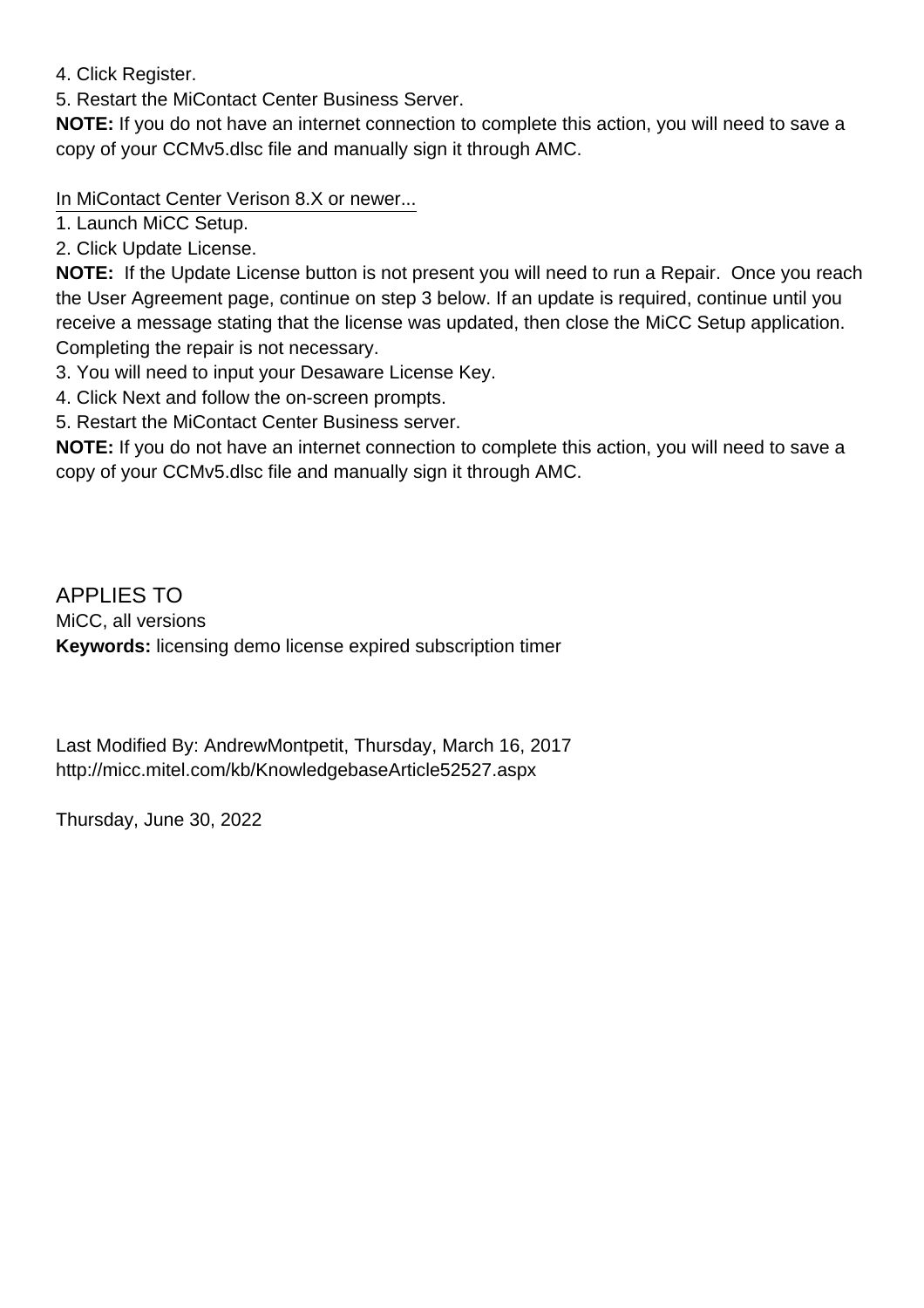4. Click Register.
5. Restart the MiContact Center Business Server.

**NOTE:** If you do not have an internet connection to complete this action, you will need to save a copy of your CCMv5.dlsc file and manually sign it through AMC.

<u>In MiContact Center Verison 8.X or newer...</u>

1. Launch MiCC Setup.
2. Click Update License.

**NOTE:** If the Update License button is not present you will need to run a Repair. Once you reach the User Agreement page, continue on step 3 below. If an update is required, continue until you receive a message stating that the license was updated, then close the MiCC Setup application. Completing the repair is not necessary.

3. You will need to input your Desaware License Key.
4. Click Next and follow the on-screen prompts.
5. Restart the MiContact Center Business server.

**NOTE:** If you do not have an internet connection to complete this action, you will need to save a copy of your CCMv5.dlsc file and manually sign it through AMC.

## APPLIES TO

MiCC, all versions

**Keywords:** licensing demo license expired subscription timer

Last Modified By: AndrewMontpetit, Thursday, March 16, 2017
http://micc.mitel.com/kb/KnowledgebaseArticle52527.aspx

Thursday, June 30, 2022